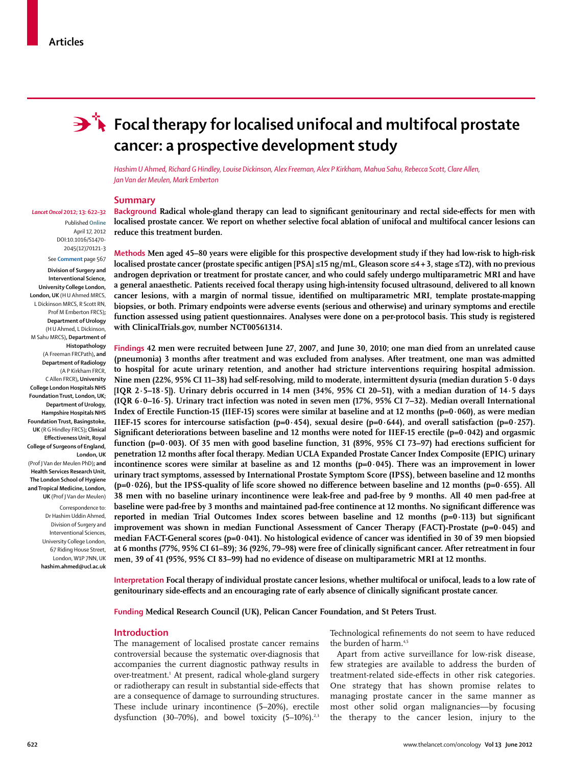Articles

# Focal therapy for localised unifocal and multifocal prostate cancer: a prospective development study

*Hashim U Ahmed, Richard G Hindley, Louise Dickinson, Alex Freeman, Alex P Kirkham, Mahua Sahu, Rebecca Scott, Clare Allen, Jan Van der Meulen, Mark Emberton*

*Lancet Oncol* 2012; 13: 622–32

Published Online April 17, 2012 DOI:10.1016/S1470-2045(12)70121-3

See **Comment** page 567

**Division of Surgery and Interventional Science, University College London, London, UK** (H U Ahmed MRCS, L Dickinson MRCS, R Scott RN, Prof M Emberton FRCS); **Department of Urology** (H U Ahmed, L Dickinson, M Sahu MRCS), **Department of Histopathology** (A Freeman FRCPath), **and Department of Radiology** (A P Kirkham FRCR, C Allen FRCR), **University College London Hospitals NHS Foundation Trust, London, UK; Department of Urology, Hampshire Hospitals NHS Foundation Trust, Basingstoke, UK** (R G Hindley FRCS); **Clinical Effectiveness Unit, Royal College of Surgeons of England, London, UK** (Prof J Van der Meulen PhD); **and Health Services Research Unit, The London School of Hygiene and Tropical Medicine, London, UK** (Prof J Van der Meulen)

Correspondence to: Dr Hashim Uddin Ahmed, Division of Surgery and Interventional Sciences, University College London, 67 Riding House Street, London, W1P 7NN, UK **hashim.ahmed@ucl.ac.uk**

## Summary

**Background** Radical whole-gland therapy can lead to significant genitourinary and rectal side-effects for men with localised prostate cancer. We report on whether selective focal ablation of unifocal and multifocal cancer lesions can reduce this treatment burden.

**Methods** Men aged 45–80 years were eligible for this prospective development study if they had low-risk to high-risk localised prostate cancer (prostate specific antigen [PSA] ≤15 ng/mL, Gleason score ≤4 + 3, stage ≤T2), with no previous androgen deprivation or treatment for prostate cancer, and who could safely undergo multiparametric MRI and have a general anaesthetic. Patients received focal therapy using high-intensity focused ultrasound, delivered to all known cancer lesions, with a margin of normal tissue, identified on multiparametric MRI, template prostate-mapping biopsies, or both. Primary endpoints were adverse events (serious and otherwise) and urinary symptoms and erectile function assessed using patient questionnaires. Analyses were done on a per-protocol basis. This study is registered with ClinicalTrials.gov, number NCT00561314.

**Findings** 42 men were recruited between June 27, 2007, and June 30, 2010; one man died from an unrelated cause (pneumonia) 3 months after treatment and was excluded from analyses. After treatment, one man was admitted to hospital for acute urinary retention, and another had stricture interventions requiring hospital admission. Nine men (22%, 95% CI 11–38) had self-resolving, mild to moderate, intermittent dysuria (median duration 5·0 days [IQR 2·5–18·5]). Urinary debris occurred in 14 men (34%, 95% CI 20–51), with a median duration of 14·5 days (IQR 6·0–16·5). Urinary tract infection was noted in seven men (17%, 95% CI 7–32). Median overall International Index of Erectile Function-15 (IIEF-15) scores were similar at baseline and at 12 months (p=0·060), as were median IIEF-15 scores for intercourse satisfaction (p=0·454), sexual desire (p=0·644), and overall satisfaction (p=0·257). Significant deteriorations between baseline and 12 months were noted for IIEF-15 erectile (p=0·042) and orgasmic function (p=0·003). Of 35 men with good baseline function, 31 (89%, 95% CI 73–97) had erections sufficient for penetration 12 months after focal therapy. Median UCLA Expanded Prostate Cancer Index Composite (EPIC) urinary incontinence scores were similar at baseline as and 12 months (p=0·045). There was an improvement in lower urinary tract symptoms, assessed by International Prostate Symptom Score (IPSS), between baseline and 12 months (p=0·026), but the IPSS-quality of life score showed no difference between baseline and 12 months (p=0·655). All 38 men with no baseline urinary incontinence were leak-free and pad-free by 9 months. All 40 men pad-free at baseline were pad-free by 3 months and maintained pad-free continence at 12 months. No significant difference was reported in median Trial Outcomes Index scores between baseline and 12 months (p=0·113) but significant improvement was shown in median Functional Assessment of Cancer Therapy (FACT)-Prostate (p=0·045) and median FACT-General scores (p=0·041). No histological evidence of cancer was identified in 30 of 39 men biopsied at 6 months (77%, 95% CI 61–89); 36 (92%, 79–98) were free of clinically significant cancer. After retreatment in four men, 39 of 41 (95%, 95% CI 83–99) had no evidence of disease on multiparametric MRI at 12 months.

**Interpretation** Focal therapy of individual prostate cancer lesions, whether multifocal or unifocal, leads to a low rate of genitourinary side-effects and an encouraging rate of early absence of clinically significant prostate cancer.

**Funding** Medical Research Council (UK), Pelican Cancer Foundation, and St Peters Trust.

## Introduction

The management of localised prostate cancer remains controversial because the systematic over-diagnosis that accompanies the current diagnostic pathway results in over-treatment.[1] At present, radical whole-gland surgery or radiotherapy can result in substantial side-effects that are a consequence of damage to surrounding structures. These include urinary incontinence (5–20%), erectile dysfunction (30–70%), and bowel toxicity (5–10%).[2,3] Technological refinements do not seem to have reduced the burden of harm.[4,5]

Apart from active surveillance for low-risk disease, few strategies are available to address the burden of treatment-related side-effects in other risk categories. One strategy that has shown promise relates to managing prostate cancer in the same manner as most other solid organ malignancies—by focusing the therapy to the cancer lesion, injury to the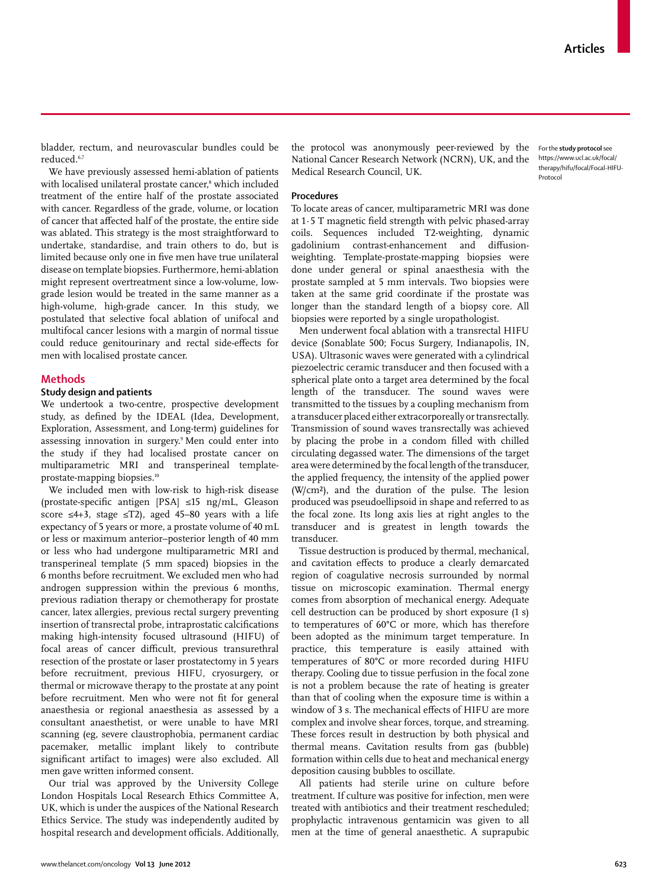bladder, rectum, and neurovascular bundles could be reduced.[6,7]

We have previously assessed hemi-ablation of patients with localised unilateral prostate cancer,[8] which included treatment of the entire half of the prostate associated with cancer. Regardless of the grade, volume, or location of cancer that affected half of the prostate, the entire side was ablated. This strategy is the most straightforward to undertake, standardise, and train others to do, but is limited because only one in five men have true unilateral disease on template biopsies. Furthermore, hemi-ablation might represent overtreatment since a low-volume, low-grade lesion would be treated in the same manner as a high-volume, high-grade cancer. In this study, we postulated that selective focal ablation of unifocal and multifocal cancer lesions with a margin of normal tissue could reduce genitourinary and rectal side-effects for men with localised prostate cancer.

## Methods

### Study design and patients

We undertook a two-centre, prospective development study, as defined by the IDEAL (Idea, Development, Exploration, Assessment, and Long-term) guidelines for assessing innovation in surgery.[9] Men could enter into the study if they had localised prostate cancer on multiparametric MRI and transperineal template-prostate-mapping biopsies.[10]

We included men with low-risk to high-risk disease (prostate-specific antigen [PSA] ≤15 ng/mL, Gleason score ≤4+3, stage ≤T2), aged 45–80 years with a life expectancy of 5 years or more, a prostate volume of 40 mL or less or maximum anterior–posterior length of 40 mm or less who had undergone multiparametric MRI and transperineal template (5 mm spaced) biopsies in the 6 months before recruitment. We excluded men who had androgen suppression within the previous 6 months, previous radiation therapy or chemotherapy for prostate cancer, latex allergies, previous rectal surgery preventing insertion of transrectal probe, intraprostatic calcifications making high-intensity focused ultrasound (HIFU) of focal areas of cancer difficult, previous transurethral resection of the prostate or laser prostatectomy in 5 years before recruitment, previous HIFU, cryosurgery, or thermal or microwave therapy to the prostate at any point before recruitment. Men who were not fit for general anaesthesia or regional anaesthesia as assessed by a consultant anaesthetist, or were unable to have MRI scanning (eg, severe claustrophobia, permanent cardiac pacemaker, metallic implant likely to contribute significant artifact to images) were also excluded. All men gave written informed consent.

Our trial was approved by the University College London Hospitals Local Research Ethics Committee A, UK, which is under the auspices of the National Research Ethics Service. The study was independently audited by hospital research and development officials. Additionally, the protocol was anonymously peer-reviewed by the National Cancer Research Network (NCRN), UK, and the Medical Research Council, UK.

For the **study protocol** see https://www.ucl.ac.uk/focal/therapy/hifu/focal/Focal-HIFU-Protocol

### Procedures

To locate areas of cancer, multiparametric MRI was done at 1·5 T magnetic field strength with pelvic phased-array coils. Sequences included T2-weighting, dynamic gadolinium contrast-enhancement and diffusion-weighting. Template-prostate-mapping biopsies were done under general or spinal anaesthesia with the prostate sampled at 5 mm intervals. Two biopsies were taken at the same grid coordinate if the prostate was longer than the standard length of a biopsy core. All biopsies were reported by a single uropathologist.

Men underwent focal ablation with a transrectal HIFU device (Sonablate 500; Focus Surgery, Indianapolis, IN, USA). Ultrasonic waves were generated with a cylindrical piezoelectric ceramic transducer and then focused with a spherical plate onto a target area determined by the focal length of the transducer. The sound waves were transmitted to the tissues by a coupling mechanism from a transducer placed either extracorporeally or transrectally. Transmission of sound waves transrectally was achieved by placing the probe in a condom filled with chilled circulating degassed water. The dimensions of the target area were determined by the focal length of the transducer, the applied frequency, the intensity of the applied power (W/cm²), and the duration of the pulse. The lesion produced was pseudoellipsoid in shape and referred to as the focal zone. Its long axis lies at right angles to the transducer and is greatest in length towards the transducer.

Tissue destruction is produced by thermal, mechanical, and cavitation effects to produce a clearly demarcated region of coagulative necrosis surrounded by normal tissue on microscopic examination. Thermal energy comes from absorption of mechanical energy. Adequate cell destruction can be produced by short exposure (1 s) to temperatures of 60°C or more, which has therefore been adopted as the minimum target temperature. In practice, this temperature is easily attained with temperatures of 80°C or more recorded during HIFU therapy. Cooling due to tissue perfusion in the focal zone is not a problem because the rate of heating is greater than that of cooling when the exposure time is within a window of 3 s. The mechanical effects of HIFU are more complex and involve shear forces, torque, and streaming. These forces result in destruction by both physical and thermal means. Cavitation results from gas (bubble) formation within cells due to heat and mechanical energy deposition causing bubbles to oscillate.

All patients had sterile urine on culture before treatment. If culture was positive for infection, men were treated with antibiotics and their treatment rescheduled; prophylactic intravenous gentamicin was given to all men at the time of general anaesthetic. A suprapubic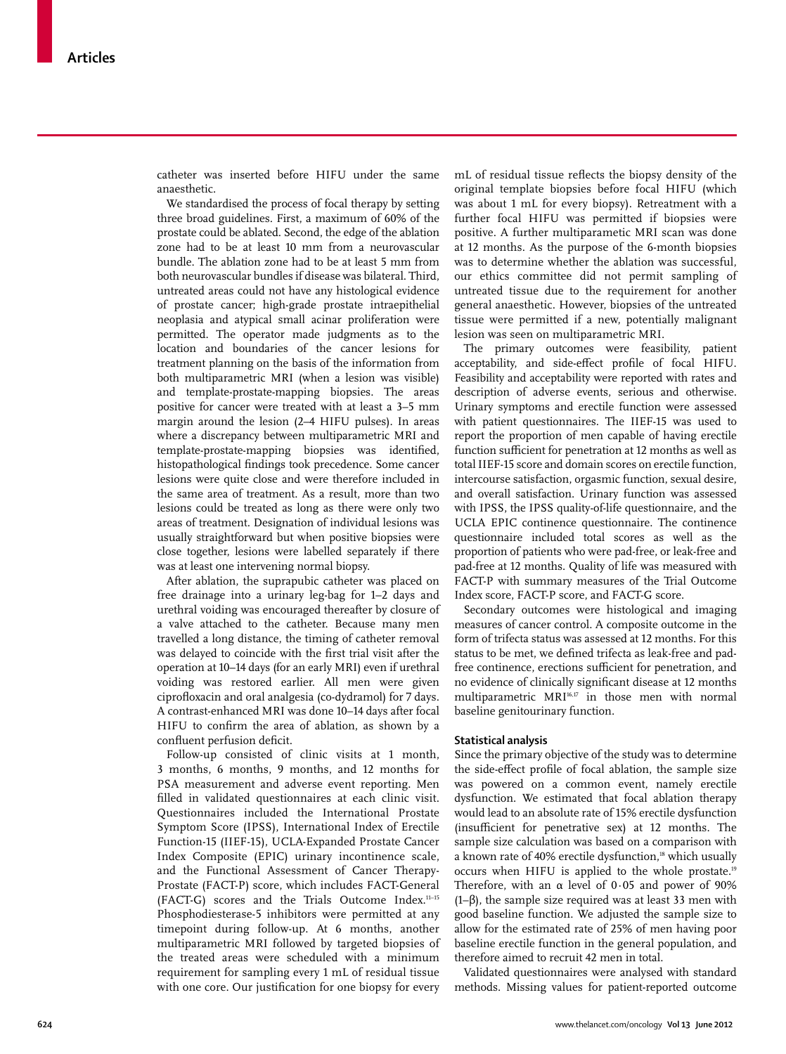catheter was inserted before HIFU under the same anaesthetic.

We standardised the process of focal therapy by setting three broad guidelines. First, a maximum of 60% of the prostate could be ablated. Second, the edge of the ablation zone had to be at least 10 mm from a neurovascular bundle. The ablation zone had to be at least 5 mm from both neurovascular bundles if disease was bilateral. Third, untreated areas could not have any histological evidence of prostate cancer; high-grade prostate intraepithelial neoplasia and atypical small acinar proliferation were permitted. The operator made judgments as to the location and boundaries of the cancer lesions for treatment planning on the basis of the information from both multiparametric MRI (when a lesion was visible) and template-prostate-mapping biopsies. The areas positive for cancer were treated with at least a 3–5 mm margin around the lesion (2–4 HIFU pulses). In areas where a discrepancy between multiparametric MRI and template-prostate-mapping biopsies was identified, histopathological findings took precedence. Some cancer lesions were quite close and were therefore included in the same area of treatment. As a result, more than two lesions could be treated as long as there were only two areas of treatment. Designation of individual lesions was usually straightforward but when positive biopsies were close together, lesions were labelled separately if there was at least one intervening normal biopsy.

After ablation, the suprapubic catheter was placed on free drainage into a urinary leg-bag for 1–2 days and urethral voiding was encouraged thereafter by closure of a valve attached to the catheter. Because many men travelled a long distance, the timing of catheter removal was delayed to coincide with the first trial visit after the operation at 10–14 days (for an early MRI) even if urethral voiding was restored earlier. All men were given ciprofloxacin and oral analgesia (co-dydramol) for 7 days. A contrast-enhanced MRI was done 10–14 days after focal HIFU to confirm the area of ablation, as shown by a confluent perfusion deficit.

Follow-up consisted of clinic visits at 1 month, 3 months, 6 months, 9 months, and 12 months for PSA measurement and adverse event reporting. Men filled in validated questionnaires at each clinic visit. Questionnaires included the International Prostate Symptom Score (IPSS), International Index of Erectile Function-15 (IIEF-15), UCLA-Expanded Prostate Cancer Index Composite (EPIC) urinary incontinence scale, and the Functional Assessment of Cancer Therapy-Prostate (FACT-P) score, which includes FACT-General (FACT-G) scores and the Trials Outcome Index.[11–15] Phosphodiesterase-5 inhibitors were permitted at any timepoint during follow-up. At 6 months, another multiparametric MRI followed by targeted biopsies of the treated areas were scheduled with a minimum requirement for sampling every 1 mL of residual tissue with one core. Our justification for one biopsy for every mL of residual tissue reflects the biopsy density of the original template biopsies before focal HIFU (which was about 1 mL for every biopsy). Retreatment with a further focal HIFU was permitted if biopsies were positive. A further multiparametric MRI scan was done at 12 months. As the purpose of the 6-month biopsies was to determine whether the ablation was successful, our ethics committee did not permit sampling of untreated tissue due to the requirement for another general anaesthetic. However, biopsies of the untreated tissue were permitted if a new, potentially malignant lesion was seen on multiparametric MRI.

The primary outcomes were feasibility, patient acceptability, and side-effect profile of focal HIFU. Feasibility and acceptability were reported with rates and description of adverse events, serious and otherwise. Urinary symptoms and erectile function were assessed with patient questionnaires. The IIEF-15 was used to report the proportion of men capable of having erectile function sufficient for penetration at 12 months as well as total IIEF-15 score and domain scores on erectile function, intercourse satisfaction, orgasmic function, sexual desire, and overall satisfaction. Urinary function was assessed with IPSS, the IPSS quality-of-life questionnaire, and the UCLA EPIC continence questionnaire. The continence questionnaire included total scores as well as the proportion of patients who were pad-free, or leak-free and pad-free at 12 months. Quality of life was measured with FACT-P with summary measures of the Trial Outcome Index score, FACT-P score, and FACT-G score.

Secondary outcomes were histological and imaging measures of cancer control. A composite outcome in the form of trifecta status was assessed at 12 months. For this status to be met, we defined trifecta as leak-free and pad-free continence, erections sufficient for penetration, and no evidence of clinically significant disease at 12 months multiparametric MRI[16,17] in those men with normal baseline genitourinary function.

### Statistical analysis

Since the primary objective of the study was to determine the side-effect profile of focal ablation, the sample size was powered on a common event, namely erectile dysfunction. We estimated that focal ablation therapy would lead to an absolute rate of 15% erectile dysfunction (insufficient for penetrative sex) at 12 months. The sample size calculation was based on a comparison with a known rate of 40% erectile dysfunction,[18] which usually occurs when HIFU is applied to the whole prostate.[19] Therefore, with an $\alpha$ level of 0·05 and power of 90% ($1-\beta$), the sample size required was at least 33 men with good baseline function. We adjusted the sample size to allow for the estimated rate of 25% of men having poor baseline erectile function in the general population, and therefore aimed to recruit 42 men in total.

Validated questionnaires were analysed with standard methods. Missing values for patient-reported outcome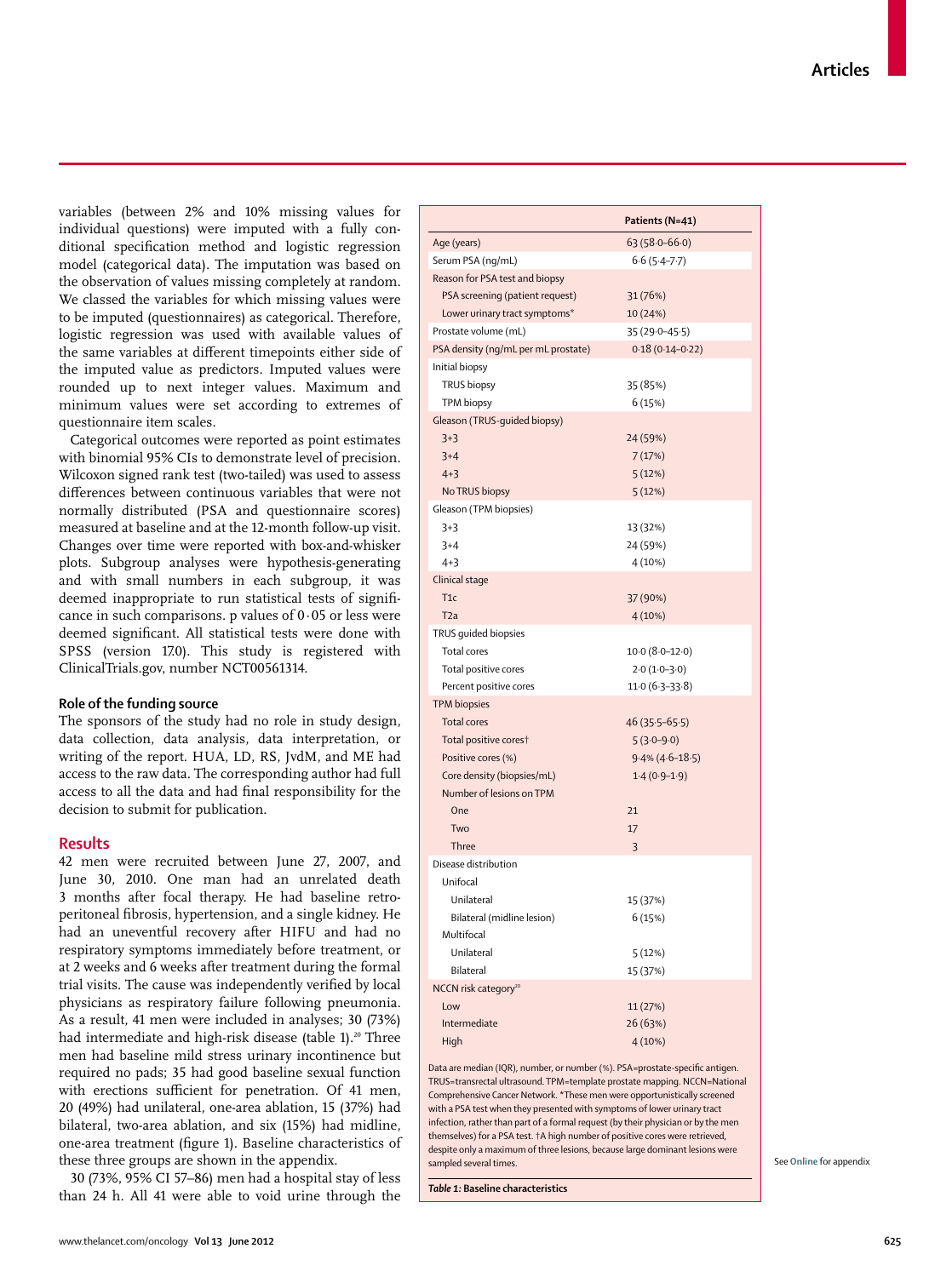variables (between 2% and 10% missing values for individual questions) were imputed with a fully conditional specification method and logistic regression model (categorical data). The imputation was based on the observation of values missing completely at random. We classed the variables for which missing values were to be imputed (questionnaires) as categorical. Therefore, logistic regression was used with available values of the same variables at different timepoints either side of the imputed value as predictors. Imputed values were rounded up to next integer values. Maximum and minimum values were set according to extremes of questionnaire item scales.

Categorical outcomes were reported as point estimates with binomial 95% CIs to demonstrate level of precision. Wilcoxon signed rank test (two-tailed) was used to assess differences between continuous variables that were not normally distributed (PSA and questionnaire scores) measured at baseline and at the 12-month follow-up visit. Changes over time were reported with box-and-whisker plots. Subgroup analyses were hypothesis-generating and with small numbers in each subgroup, it was deemed inappropriate to run statistical tests of significance in such comparisons. p values of 0·05 or less were deemed significant. All statistical tests were done with SPSS (version 17.0). This study is registered with ClinicalTrials.gov, number NCT00561314.

### Role of the funding source

The sponsors of the study had no role in study design, data collection, data analysis, data interpretation, or writing of the report. HUA, LD, RS, JvdM, and ME had access to the raw data. The corresponding author had full access to all the data and had final responsibility for the decision to submit for publication.

## Results

42 men were recruited between June 27, 2007, and June 30, 2010. One man had an unrelated death 3 months after focal therapy. He had baseline retroperitoneal fibrosis, hypertension, and a single kidney. He had an uneventful recovery after HIFU and had no respiratory symptoms immediately before treatment, or at 2 weeks and 6 weeks after treatment during the formal trial visits. The cause was independently verified by local physicians as respiratory failure following pneumonia. As a result, 41 men were included in analyses; 30 (73%) had intermediate and high-risk disease (table 1).[20] Three men had baseline mild stress urinary incontinence but required no pads; 35 had good baseline sexual function with erections sufficient for penetration. Of 41 men, 20 (49%) had unilateral, one-area ablation, 15 (37%) had bilateral, two-area ablation, and six (15%) had midline, one-area treatment (figure 1). Baseline characteristics of these three groups are shown in the appendix.

30 (73%, 95% CI 57–86) men had a hospital stay of less than 24 h. All 41 were able to void urine through the

| | Patients (N=41) |
|---|---|
| Age (years) | 63 (58·0–66·0) |
| Serum PSA (ng/mL) | 6·6 (5·4–7·7) |
| Reason for PSA test and biopsy | |
| PSA screening (patient request) | 31 (76%) |
| Lower urinary tract symptoms* | 10 (24%) |
| Prostate volume (mL) | 35 (29·0–45·5) |
| PSA density (ng/mL per mL prostate) | 0·18 (0·14–0·22) |
| Initial biopsy | |
| TRUS biopsy | 35 (85%) |
| TPM biopsy | 6 (15%) |
| Gleason (TRUS-guided biopsy) | |
| 3+3 | 24 (59%) |
| 3+4 | 7 (17%) |
| 4+3 | 5 (12%) |
| No TRUS biopsy | 5 (12%) |
| Gleason (TPM biopsies) | |
| 3+3 | 13 (32%) |
| 3+4 | 24 (59%) |
| 4+3 | 4 (10%) |
| Clinical stage | |
| T1c | 37 (90%) |
| T2a | 4 (10%) |
| TRUS guided biopsies | |
| Total cores | 10·0 (8·0–12·0) |
| Total positive cores | 2·0 (1·0–3·0) |
| Percent positive cores | 11·0 (6·3–33·8) |
| TPM biopsies | |
| Total cores | 46 (35·5–65·5) |
| Total positive cores† | 5 (3·0–9·0) |
| Positive cores (%) | 9·4% (4·6–18·5) |
| Core density (biopsies/mL) | 1·4 (0·9–1·9) |
| Number of lesions on TPM | |
| One | 21 |
| Two | 17 |
| Three | 3 |
| Disease distribution | |
| Unifocal | |
| Unilateral | 15 (37%) |
| Bilateral (midline lesion) | 6 (15%) |
| Multifocal | |
| Unilateral | 5 (12%) |
| Bilateral | 15 (37%) |
| NCCN risk category[20] | |
| Low | 11 (27%) |
| Intermediate | 26 (63%) |
| High | 4 (10%) |

Data are median (IQR), number, or number (%). PSA=prostate-specific antigen. TRUS=transrectal ultrasound. TPM=template prostate mapping. NCCN=National Comprehensive Cancer Network. *These men were opportunistically screened with a PSA test when they presented with symptoms of lower urinary tract infection, rather than part of a formal request (by their physician or by the men themselves) for a PSA test. †A high number of positive cores were retrieved, despite only a maximum of three lesions, because large dominant lesions were sampled several times.

***Table 1:*** **Baseline characteristics**

See **Online** for appendix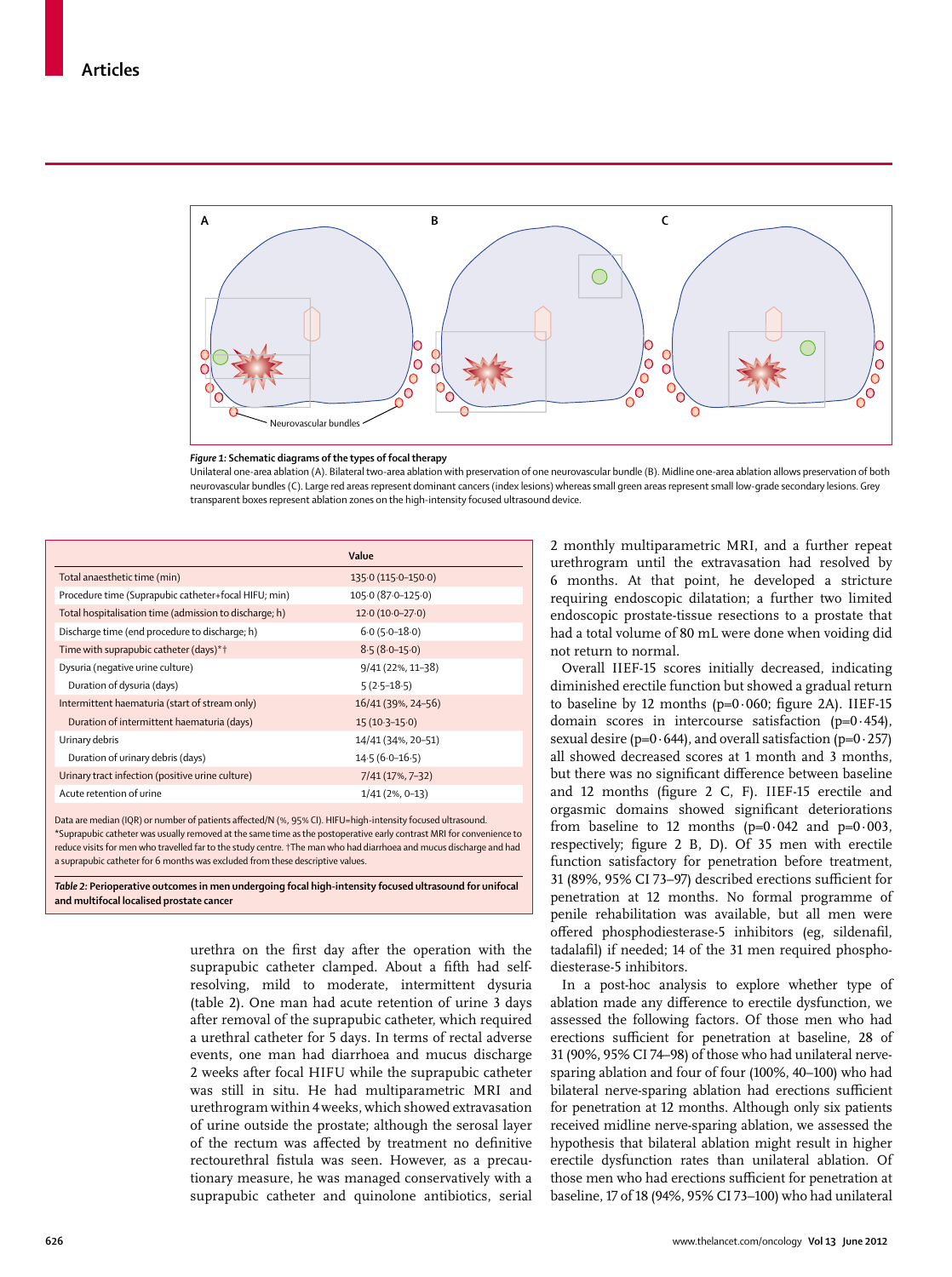Figure 1: Schematic diagrams of the types of focal therapy

Unilateral one-area ablation (A). Bilateral two-area ablation with preservation of one neurovascular bundle (B). Midline one-area ablation allows preservation of both neurovascular bundles (C). Large red areas represent dominant cancers (index lesions) whereas small green areas represent small low-grade secondary lesions. Grey transparent boxes represent ablation zones on the high-intensity focused ultrasound device.

| | Value |
|---|---|
| Total anaesthetic time (min) | 135·0 (115·0–150·0) |
| Procedure time (Suprapubic catheter+focal HIFU; min) | 105·0 (87·0–125·0) |
| Total hospitalisation time (admission to discharge; h) | 12·0 (10·0–27·0) |
| Discharge time (end procedure to discharge; h) | 6·0 (5·0–18·0) |
| Time with suprapubic catheter (days)*† | 8·5 (8·0–15·0) |
| Dysuria (negative urine culture) | 9/41 (22%, 11–38) |
| Duration of dysuria (days) | 5 (2·5–18·5) |
| Intermittent haematuria (start of stream only) | 16/41 (39%, 24–56) |
| Duration of intermittent haematuria (days) | 15 (10·3–15·0) |
| Urinary debris | 14/41 (34%, 20–51) |
| Duration of urinary debris (days) | 14·5 (6·0–16·5) |
| Urinary tract infection (positive urine culture) | 7/41 (17%, 7–32) |
| Acute retention of urine | 1/41 (2%, 0–13) |

Data are median (IQR) or number of patients affected/N (%, 95% CI). HIFU=high-intensity focused ultrasound. *Suprapubic catheter was usually removed at the same time as the postoperative early contrast MRI for convenience to reduce visits for men who travelled far to the study centre. †The man who had diarrhoea and mucus discharge and had a suprapubic catheter for 6 months was excluded from these descriptive values.

*Table 2:* **Perioperative outcomes in men undergoing focal high-intensity focused ultrasound for unifocal and multifocal localised prostate cancer**

urethra on the first day after the operation with the suprapubic catheter clamped. About a fifth had self-resolving, mild to moderate, intermittent dysuria (table 2). One man had acute retention of urine 3 days after removal of the suprapubic catheter, which required a urethral catheter for 5 days. In terms of rectal adverse events, one man had diarrhoea and mucus discharge 2 weeks after focal HIFU while the suprapubic catheter was still in situ. He had multiparametric MRI and urethrogram within 4 weeks, which showed extravasation of urine outside the prostate; although the serosal layer of the rectum was affected by treatment no definitive rectourethral fistula was seen. However, as a precautionary measure, he was managed conservatively with a suprapubic catheter and quinolone antibiotics, serial 2 monthly multiparametric MRI, and a further repeat urethrogram until the extravasation had resolved by 6 months. At that point, he developed a stricture requiring endoscopic dilatation; a further two limited endoscopic prostate-tissue resections to a prostate that had a total volume of 80 mL were done when voiding did not return to normal.

Overall IIEF-15 scores initially decreased, indicating diminished erectile function but showed a gradual return to baseline by 12 months (p=0·060; figure 2A). IIEF-15 domain scores in intercourse satisfaction (p=0·454), sexual desire (p=0·644), and overall satisfaction (p=0·257) all showed decreased scores at 1 month and 3 months, but there was no significant difference between baseline and 12 months (figure 2 C, F). IIEF-15 erectile and orgasmic domains showed significant deteriorations from baseline to 12 months (p=0·042 and p=0·003, respectively; figure 2 B, D). Of 35 men with erectile function satisfactory for penetration before treatment, 31 (89%, 95% CI 73–97) described erections sufficient for penetration at 12 months. No formal programme of penile rehabilitation was available, but all men were offered phosphodiesterase-5 inhibitors (eg, sildenafil, tadalafil) if needed; 14 of the 31 men required phosphodiesterase-5 inhibitors.

In a post-hoc analysis to explore whether type of ablation made any difference to erectile dysfunction, we assessed the following factors. Of those men who had erections sufficient for penetration at baseline, 28 of 31 (90%, 95% CI 74–98) of those who had unilateral nerve-sparing ablation and four of four (100%, 40–100) who had bilateral nerve-sparing ablation had erections sufficient for penetration at 12 months. Although only six patients received midline nerve-sparing ablation, we assessed the hypothesis that bilateral ablation might result in higher erectile dysfunction rates than unilateral ablation. Of those men who had erections sufficient for penetration at baseline, 17 of 18 (94%, 95% CI 73–100) who had unilateral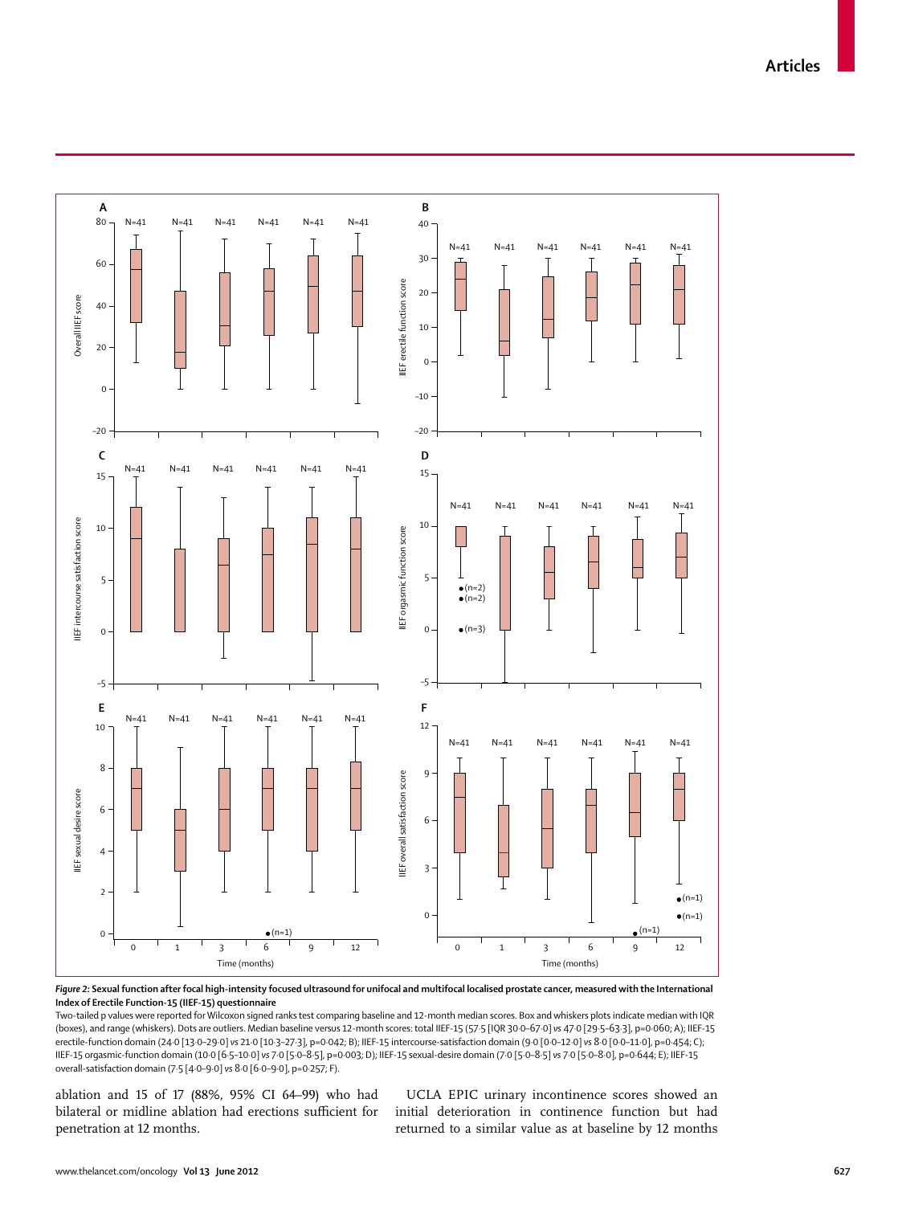*Figure 2:* **Sexual function after focal high-intensity focused ultrasound for unifocal and multifocal localised prostate cancer, measured with the International Index of Erectile Function-15 (IIEF-15) questionnaire**

Two-tailed p values were reported for Wilcoxon signed ranks test comparing baseline and 12-month median scores. Box and whiskers plots indicate median with IQR (boxes), and range (whiskers). Dots are outliers. Median baseline versus 12-month scores: total IIEF-15 (57·5 [IQR 30·0–67·0] *vs* 47·0 [29·5–63·3], p=0·060; A); IIEF-15 erectile-function domain (24·0 [13·0–29·0] *vs* 21·0 [10·3–27·3], p=0·042; B); IIEF-15 intercourse-satisfaction domain (9·0 [0·0–12·0] *vs* 8·0 [0·0–11·0], p=0·454; C); IIEF-15 orgasmic-function domain (10·0 [6·5–10·0] *vs* 7·0 [5·0–8·5], p=0·003; D); IIEF-15 sexual-desire domain (7·0 [5·0–8·5] *vs* 7·0 [5·0–8·0], p=0·644; E); IIEF-15 overall-satisfaction domain (7·5 [4·0–9·0] *vs* 8·0 [6·0–9·0], p=0·257; F).

ablation and 15 of 17 (88%, 95% CI 64–99) who had bilateral or midline ablation had erections sufficient for penetration at 12 months.

UCLA EPIC urinary incontinence scores showed an initial deterioration in continence function but had returned to a similar value as at baseline by 12 months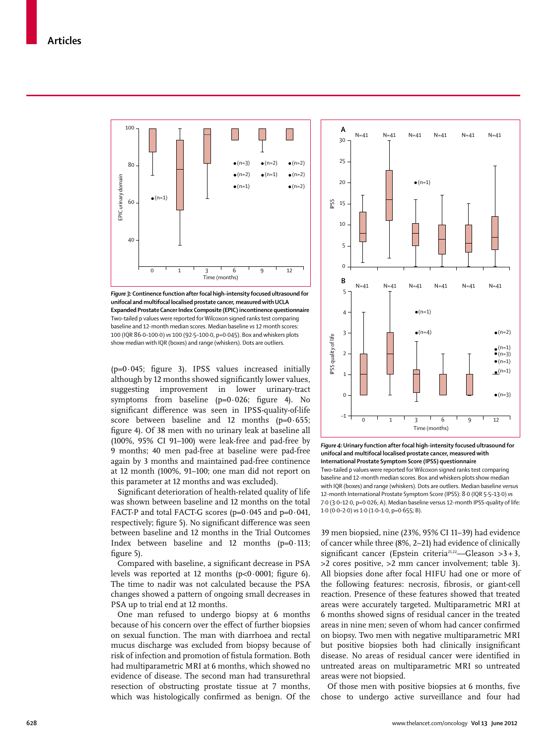*Figure 3:* **Continence function after focal high-intensity focused ultrasound for unifocal and multifocal localised prostate cancer, measured with UCLA Expanded Prostate Cancer Index Composite (EPIC) incontinence questionnaire**
Two-tailed p values were reported for Wilcoxon signed ranks test comparing baseline and 12-month median scores. Median baseline *vs* 12 month scores: 100 (IQR 86·0–100·0) *vs* 100 (92·5–100·0, p=0·045). Box and whiskers plots show median with IQR (boxes) and range (whiskers). Dots are outliers.

(p=0·045; figure 3). IPSS values increased initially although by 12 months showed significantly lower values, suggesting improvement in lower urinary-tract symptoms from baseline (p=0·026; figure 4). No significant difference was seen in IPSS-quality-of-life score between baseline and 12 months (p=0·655; figure 4). Of 38 men with no urinary leak at baseline all (100%, 95% CI 91–100) were leak-free and pad-free by 9 months; 40 men pad-free at baseline were pad-free again by 3 months and maintained pad-free continence at 12 month (100%, 91–100; one man did not report on this parameter at 12 months and was excluded).

Significant deterioration of health-related quality of life was shown between baseline and 12 months on the total FACT-P and total FACT-G scores (p=0·045 and p=0·041, respectively; figure 5). No significant difference was seen between baseline and 12 months in the Trial Outcomes Index between baseline and 12 months (p=0·113; figure 5).

Compared with baseline, a significant decrease in PSA levels was reported at 12 months (p<0·0001; figure 6). The time to nadir was not calculated because the PSA changes showed a pattern of ongoing small decreases in PSA up to trial end at 12 months.

One man refused to undergo biopsy at 6 months because of his concern over the effect of further biopsies on sexual function. The man with diarrhoea and rectal mucus discharge was excluded from biopsy because of risk of infection and promotion of fistula formation. Both had multiparametric MRI at 6 months, which showed no evidence of disease. The second man had transurethral resection of obstructing prostate tissue at 7 months, which was histologically confirmed as benign. Of the 39 men biopsied, nine (23%, 95% CI 11–39) had evidence of cancer while three (8%, 2–21) had evidence of clinically significant cancer (Epstein criteria[21,22]—Gleason >3+3, >2 cores positive, >2 mm cancer involvement; table 3). All biopsies done after focal HIFU had one or more of the following features: necrosis, fibrosis, or giant-cell reaction. Presence of these features showed that treated areas were accurately targeted. Multiparametric MRI at 6 months showed signs of residual cancer in the treated areas in nine men; seven of whom had cancer confirmed on biopsy. Two men with negative multiparametric MRI but positive biopsies both had clinically insignificant disease. No areas of residual cancer were identified in untreated areas on multiparametric MRI so untreated areas were not biopsied.

*Figure 4:* **Urinary function after focal high-intensity focused ultrasound for unifocal and multifocal localised prostate cancer, measured with International Prostate Symptom Score (IPSS) questionnaire**
Two-tailed p values were reported for Wilcoxon signed ranks test comparing baseline and 12-month median scores. Box and whiskers plots show median with IQR (boxes) and range (whiskers). Dots are outliers. Median baseline versus 12-month International Prostate Symptom Score (IPSS): 8·0 (IQR 5·5–13·0) *vs* 7·0 (3·0–12·0, p=0·026; A). Median baseline versus 12-month IPSS-quality of life: 1·0 (0·0–2·0) *vs* 1·0 (1·0–1·0, p=0·655; B).

Of those men with positive biopsies at 6 months, five chose to undergo active surveillance and four had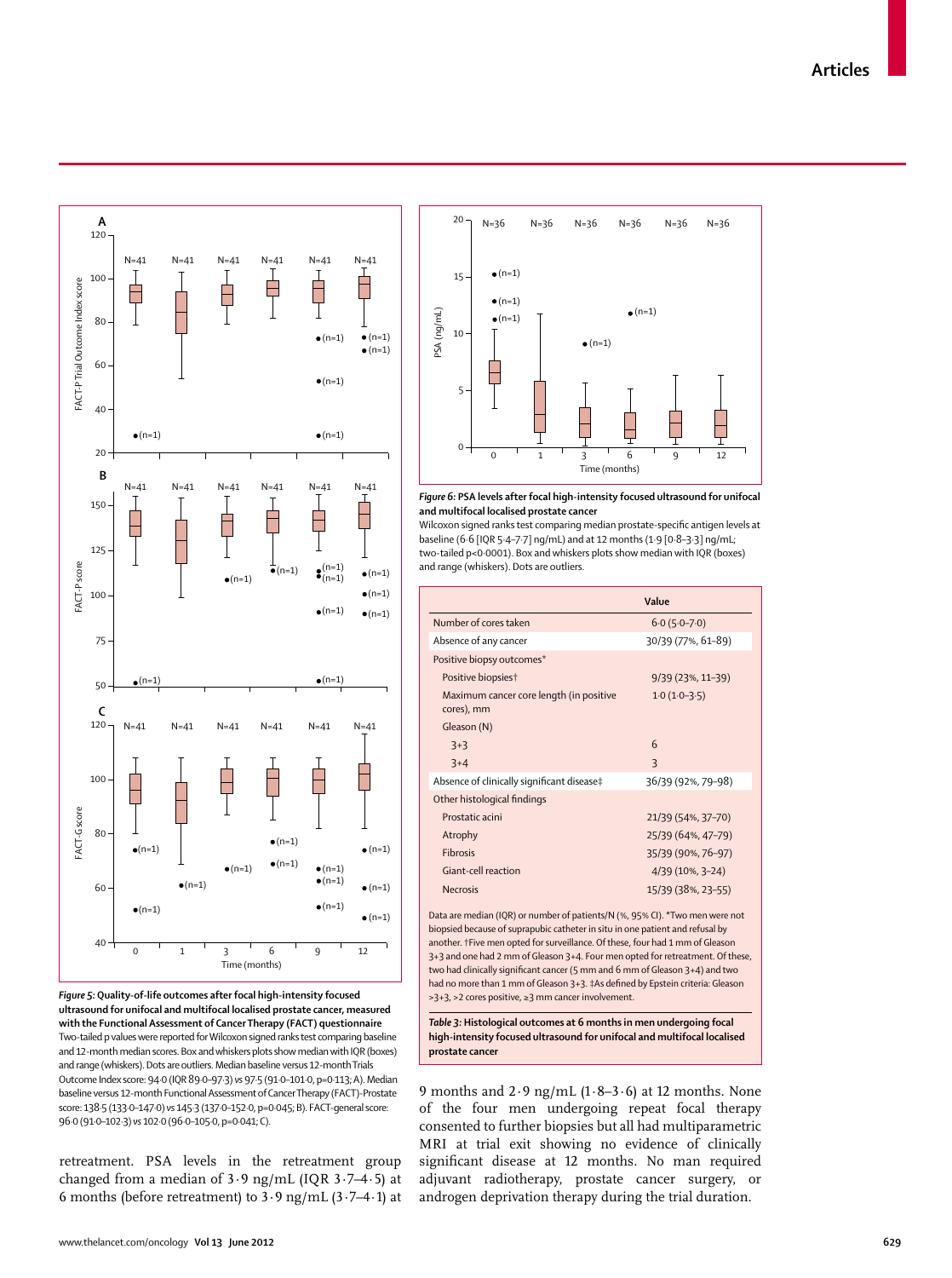*Figure 5:* **Quality-of-life outcomes after focal high-intensity focused ultrasound for unifocal and multifocal localised prostate cancer, measured with the Functional Assessment of Cancer Therapy (FACT) questionnaire**
Two-tailed p values were reported for Wilcoxon signed ranks test comparing baseline and 12-month median scores. Box and whiskers plots show median with IQR (boxes) and range (whiskers). Dots are outliers. Median baseline versus 12-month Trials Outcome Index score: 94·0 (IQR 89·0–97·3) *vs* 97·5 (91·0–101·0, p=0·113; A). Median baseline versus 12-month Functional Assessment of Cancer Therapy (FACT)-Prostate score: 138·5 (133·0–147·0) *vs* 145·3 (137·0–152·0, p=0·045; B). FACT-general score: 96·0 (91·0–102·3) *vs* 102·0 (96·0–105·0, p=0·041; C).

*Figure 6:* **PSA levels after focal high-intensity focused ultrasound for unifocal and multifocal localised prostate cancer**
Wilcoxon signed ranks test comparing median prostate-specific antigen levels at baseline (6·6 [IQR 5·4–7·7] ng/mL) and at 12 months (1·9 [0·8–3·3] ng/mL; two-tailed p<0·0001). Box and whiskers plots show median with IQR (boxes) and range (whiskers). Dots are outliers.

| | Value |
|---|---|
| Number of cores taken | 6·0 (5·0–7·0) |
| Absence of any cancer | 30/39 (77%, 61–89) |
| Positive biopsy outcomes* | |
| Positive biopsies† | 9/39 (23%, 11–39) |
| Maximum cancer core length (in positive cores), mm | 1·0 (1·0–3·5) |
| Gleason (N) | |
| 3+3 | 6 |
| 3+4 | 3 |
| Absence of clinically significant disease‡ | 36/39 (92%, 79–98) |
| Other histological findings | |
| Prostatic acini | 21/39 (54%, 37–70) |
| Atrophy | 25/39 (64%, 47–79) |
| Fibrosis | 35/39 (90%, 76–97) |
| Giant-cell reaction | 4/39 (10%, 3–24) |
| Necrosis | 15/39 (38%, 23–55) |

Data are median (IQR) or number of patients/N (%, 95% CI). *Two men were not biopsied because of suprapubic catheter in situ in one patient and refusal by another. †Five men opted for surveillance. Of these, four had 1 mm of Gleason 3+3 and one had 2 mm of Gleason 3+4. Four men opted for retreatment. Of these, two had clinically significant cancer (5 mm and 6 mm of Gleason 3+4) and two had no more than 1 mm of Gleason 3+3. ‡As defined by Epstein criteria: Gleason >3+3, >2 cores positive, ≥3 mm cancer involvement.

*Table 3:* **Histological outcomes at 6 months in men undergoing focal high-intensity focused ultrasound for unifocal and multifocal localised prostate cancer**

retreatment. PSA levels in the retreatment group changed from a median of 3·9 ng/mL (IQR 3·7–4·5) at 6 months (before retreatment) to 3·9 ng/mL (3·7–4·1) at 9 months and 2·9 ng/mL (1·8–3·6) at 12 months. None of the four men undergoing repeat focal therapy consented to further biopsies but all had multiparametric MRI at trial exit showing no evidence of clinically significant disease at 12 months. No man required adjuvant radiotherapy, prostate cancer surgery, or androgen deprivation therapy during the trial duration.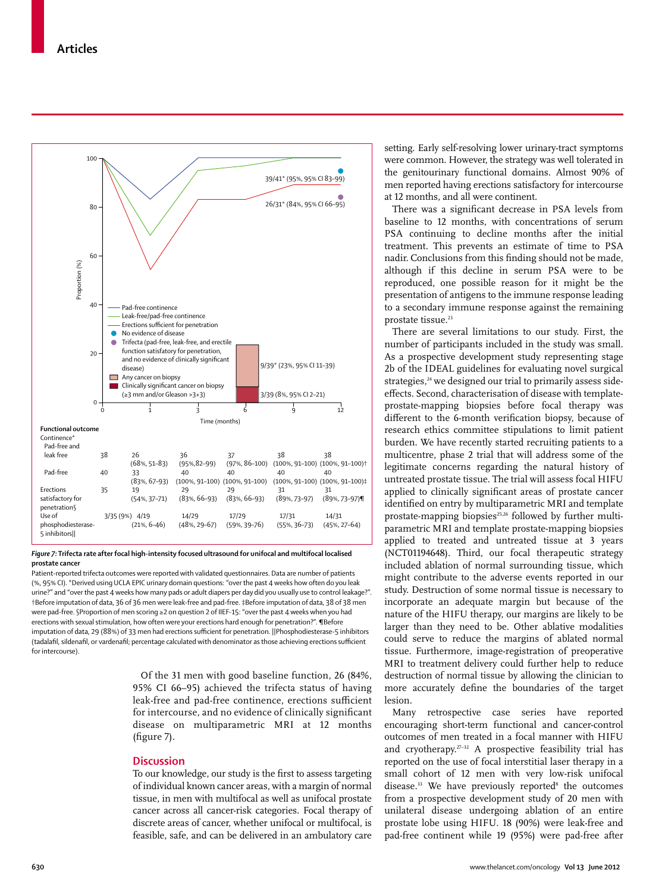| Functional outcome | 0 | 1 | 3 | 6 | 9 | 12 |
|---|---|---|---|---|---|---|
| Continence* | | | | | | |
| Pad-free and leak free | 38 | 26 (68%, 51–83) | 36 (95%,82–99) | 37 (97%, 86–100) | 38 (100%, 91–100) | 38 (100%, 91–100)† |
| Pad-free | 40 | 33 (83%, 67–93) | 40 (100%, 91–100) | 40 (100%, 91–100) | 40 (100%, 91–100) | 40 (100%, 91–100)‡ |
| Erections satisfactory for penetration§ | 35 | 19 (54%, 37–71) | 29 (83%, 66–93) | 29 (83%, 66–93) | 31 (89%, 73–97) | 31 (89%, 73–97)¶ |
| Use of phosphodiesterase-5 inhibitors‖ | 3/35 (9%) | 4/19 (21%, 6–46) | 14/29 (48%, 29–67) | 17/29 (59%, 39–76) | 17/31 (55%, 36–73) | 14/31 (45%, 27–64) |

*Figure 7:* **Trifecta rate after focal high-intensity focused ultrasound for unifocal and multifocal localised prostate cancer**

Patient-reported trifecta outcomes were reported with validated questionnaires. Data are number of patients (%, 95% CI). *Derived using UCLA EPIC urinary domain questions: "over the past 4 weeks how often do you leak urine?" and "over the past 4 weeks how many pads or adult diapers per day did you usually use to control leakage?". †Before imputation of data, 36 of 36 men were leak-free and pad-free. ‡Before imputation of data, 38 of 38 men were pad-free. §Proportion of men scoring ≥2 on question 2 of IIEF-15: "over the past 4 weeks when you had erections with sexual stimulation, how often were your erections hard enough for penetration?". ¶Before imputation of data, 29 (88%) of 33 men had erections sufficient for penetration. ‖Phosphodiesterase-5 inhibitors (tadalafil, sildenafil, or vardenafil; percentage calculated with denominator as those achieving erections sufficient for intercourse).

Of the 31 men with good baseline function, 26 (84%, 95% CI 66–95) achieved the trifecta status of having leak-free and pad-free continence, erections sufficient for intercourse, and no evidence of clinically significant disease on multiparametric MRI at 12 months (figure 7).

## Discussion

To our knowledge, our study is the first to assess targeting of individual known cancer areas, with a margin of normal tissue, in men with multifocal as well as unifocal prostate cancer across all cancer-risk categories. Focal therapy of discrete areas of cancer, whether unifocal or multifocal, is feasible, safe, and can be delivered in an ambulatory care setting. Early self-resolving lower urinary-tract symptoms were common. However, the strategy was well tolerated in the genitourinary functional domains. Almost 90% of men reported having erections satisfactory for intercourse at 12 months, and all were continent.

There was a significant decrease in PSA levels from baseline to 12 months, with concentrations of serum PSA continuing to decline months after the initial treatment. This prevents an estimate of time to PSA nadir. Conclusions from this finding should not be made, although if this decline in serum PSA were to be reproduced, one possible reason for it might be the presentation of antigens to the immune response leading to a secondary immune response against the remaining prostate tissue.[23]

There are several limitations to our study. First, the number of participants included in the study was small. As a prospective development study representing stage 2b of the IDEAL guidelines for evaluating novel surgical strategies,[24] we designed our trial to primarily assess side-effects. Second, characterisation of disease with template-prostate-mapping biopsies before focal therapy was different to the 6-month verification biopsy, because of research ethics committee stipulations to limit patient burden. We have recently started recruiting patients to a multicentre, phase 2 trial that will address some of the legitimate concerns regarding the natural history of untreated prostate tissue. The trial will assess focal HIFU applied to clinically significant areas of prostate cancer identified on entry by multiparametric MRI and template prostate-mapping biopsies[25,26] followed by further multiparametric MRI and template prostate-mapping biopsies applied to treated and untreated tissue at 3 years (NCT01194648). Third, our focal therapeutic strategy included ablation of normal surrounding tissue, which might contribute to the adverse events reported in our study. Destruction of some normal tissue is necessary to incorporate an adequate margin but because of the nature of the HIFU therapy, our margins are likely to be larger than they need to be. Other ablative modalities could serve to reduce the margins of ablated normal tissue. Furthermore, image-registration of preoperative MRI to treatment delivery could further help to reduce destruction of normal tissue by allowing the clinician to more accurately define the boundaries of the target lesion.

Many retrospective case series have reported encouraging short-term functional and cancer-control outcomes of men treated in a focal manner with HIFU and cryotherapy.[27–32] A prospective feasibility trial has reported on the use of focal interstitial laser therapy in a small cohort of 12 men with very low-risk unifocal disease.[33] We have previously reported[8] the outcomes from a prospective development study of 20 men with unilateral disease undergoing ablation of an entire prostate lobe using HIFU. 18 (90%) were leak-free and pad-free continent while 19 (95%) were pad-free after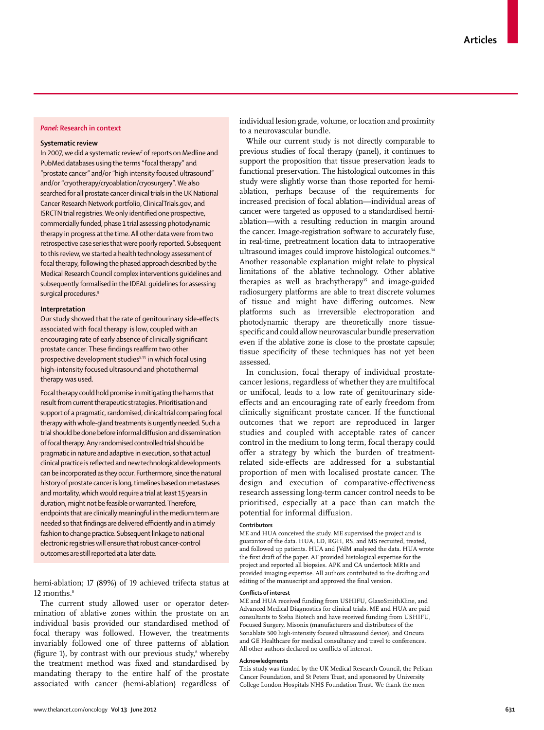### *Panel:* Research in context

#### Systematic review

In 2007, we did a systematic review[7] of reports on Medline and PubMed databases using the terms "focal therapy" and "prostate cancer" and/or "high intensity focused ultrasound" and/or "cryotherapy/cryoablation/cryosurgery". We also searched for all prostate cancer clinical trials in the UK National Cancer Research Network portfolio, ClinicalTrials.gov, and ISRCTN trial registries. We only identified one prospective, commercially funded, phase 1 trial assessing photodynamic therapy in progress at the time. All other data were from two retrospective case series that were poorly reported. Subsequent to this review, we started a health technology assessment of focal therapy, following the phased approach described by the Medical Research Council complex interventions guidelines and subsequently formalised in the IDEAL guidelines for assessing surgical procedures.[9]

#### Interpretation

Our study showed that the rate of genitourinary side-effects associated with focal therapy is low, coupled with an encouraging rate of early absence of clinically significant prostate cancer. These findings reaffirm two other prospective development studies[8,33] in which focal using high-intensity focused ultrasound and photothermal therapy was used.

Focal therapy could hold promise in mitigating the harms that result from current therapeutic strategies. Prioritisation and support of a pragmatic, randomised, clinical trial comparing focal therapy with whole-gland treatments is urgently needed. Such a trial should be done before informal diffusion and dissemination of focal therapy. Any randomised controlled trial should be pragmatic in nature and adaptive in execution, so that actual clinical practice is reflected and new technological developments can be incorporated as they occur. Furthermore, since the natural history of prostate cancer is long, timelines based on metastases and mortality, which would require a trial at least 15 years in duration, might not be feasible or warranted. Therefore, endpoints that are clinically meaningful in the medium term are needed so that findings are delivered efficiently and in a timely fashion to change practice. Subsequent linkage to national electronic registries will ensure that robust cancer-control outcomes are still reported at a later date.

hemi-ablation; 17 (89%) of 19 achieved trifecta status at 12 months.[8]

The current study allowed user or operator determination of ablative zones within the prostate on an individual basis provided our standardised method of focal therapy was followed. However, the treatments invariably followed one of three patterns of ablation (figure 1), by contrast with our previous study,[8] whereby the treatment method was fixed and standardised by mandating therapy to the entire half of the prostate associated with cancer (hemi-ablation) regardless of individual lesion grade, volume, or location and proximity to a neurovascular bundle.

While our current study is not directly comparable to previous studies of focal therapy (panel), it continues to support the proposition that tissue preservation leads to functional preservation. The histological outcomes in this study were slightly worse than those reported for hemi-ablation, perhaps because of the requirements for increased precision of focal ablation—individual areas of cancer were targeted as opposed to a standardised hemi-ablation—with a resulting reduction in margin around the cancer. Image-registration software to accurately fuse, in real-time, pretreatment location data to intraoperative ultrasound images could improve histological outcomes.[34] Another reasonable explanation might relate to physical limitations of the ablative technology. Other ablative therapies as well as brachytherapy[35] and image-guided radiosurgery platforms are able to treat discrete volumes of tissue and might have differing outcomes. New platforms such as irreversible electroporation and photodynamic therapy are theoretically more tissue-specific and could allow neurovascular bundle preservation even if the ablative zone is close to the prostate capsule; tissue specificity of these techniques has not yet been assessed.

In conclusion, focal therapy of individual prostate-cancer lesions, regardless of whether they are multifocal or unifocal, leads to a low rate of genitourinary side-effects and an encouraging rate of early freedom from clinically significant prostate cancer. If the functional outcomes that we report are reproduced in larger studies and coupled with acceptable rates of cancer control in the medium to long term, focal therapy could offer a strategy by which the burden of treatment-related side-effects are addressed for a substantial proportion of men with localised prostate cancer. The design and execution of comparative-effectiveness research assessing long-term cancer control needs to be prioritised, especially at a pace than can match the potential for informal diffusion.

#### Contributors

ME and HUA conceived the study. ME supervised the project and is guarantor of the data. HUA, LD, RGH, RS, and MS recruited, treated, and followed up patients. HUA and JVdM analysed the data. HUA wrote the first draft of the paper. AF provided histological expertise for the project and reported all biopsies. APK and CA undertook MRIs and provided imaging expertise. All authors contributed to the drafting and editing of the manuscript and approved the final version.

#### Conflicts of interest

ME and HUA received funding from USHIFU, GlaxoSmithKline, and Advanced Medical Diagnostics for clinical trials. ME and HUA are paid consultants to Steba Biotech and have received funding from USHIFU, Focused Surgery, Misonix (manufacturers and distributors of the Sonablate 500 high-intensity focused ultrasound device), and Oncura and GE Healthcare for medical consultancy and travel to conferences. All other authors declared no conflicts of interest.

#### Acknowledgments

This study was funded by the UK Medical Research Council, the Pelican Cancer Foundation, and St Peters Trust, and sponsored by University College London Hospitals NHS Foundation Trust. We thank the men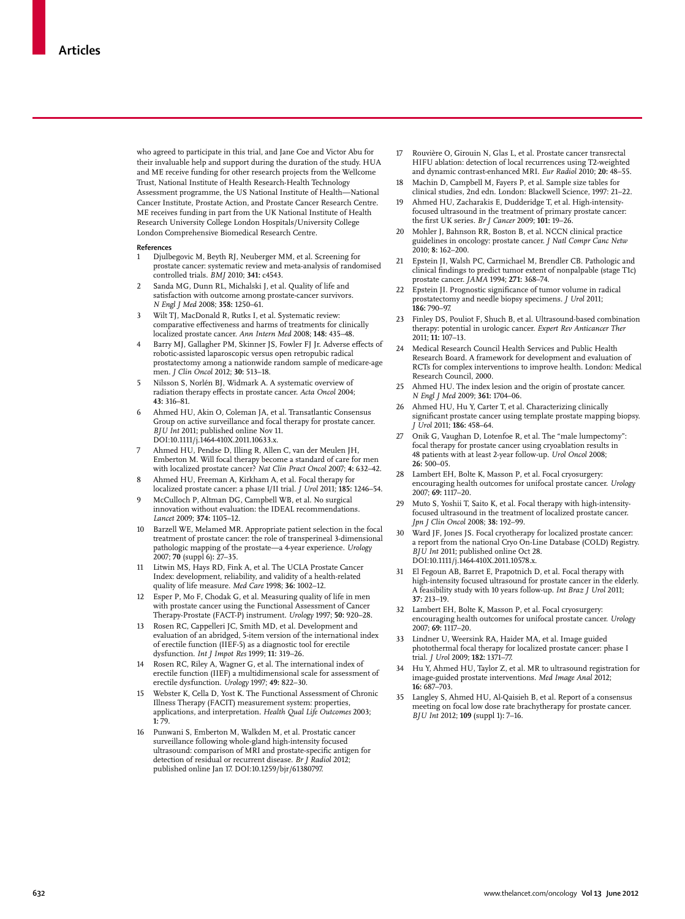who agreed to participate in this trial, and Jane Coe and Victor Abu for their invaluable help and support during the duration of the study. HUA and ME receive funding for other research projects from the Wellcome Trust, National Institute of Health Research-Health Technology Assessment programme, the US National Institute of Health—National Cancer Institute, Prostate Action, and Prostate Cancer Research Centre. ME receives funding in part from the UK National Institute of Health Research University College London Hospitals/University College London Comprehensive Biomedical Research Centre.

**References**

1. Djulbegovic M, Beyth RJ, Neuberger MM, et al. Screening for prostate cancer: systematic review and meta-analysis of randomised controlled trials. *BMJ* 2010; **341:** c4543.
2. Sanda MG, Dunn RL, Michalski J, et al. Quality of life and satisfaction with outcome among prostate-cancer survivors. *N Engl J Med* 2008; **358:** 1250–61.
3. Wilt TJ, MacDonald R, Rutks I, et al. Systematic review: comparative effectiveness and harms of treatments for clinically localized prostate cancer. *Ann Intern Med* 2008; **148:** 435–48.
4. Barry MJ, Gallagher PM, Skinner JS, Fowler FJ Jr. Adverse effects of robotic-assisted laparoscopic versus open retropubic radical prostatectomy among a nationwide random sample of medicare-age men. *J Clin Oncol* 2012; **30:** 513–18.
5. Nilsson S, Norlén BJ, Widmark A. A systematic overview of radiation therapy effects in prostate cancer. *Acta Oncol* 2004; **43:** 316–81.
6. Ahmed HU, Akin O, Coleman JA, et al. Transatlantic Consensus Group on active surveillance and focal therapy for prostate cancer. *BJU Int* 2011; published online Nov 11. DOI:10.1111/j.1464-410X.2011.10633.x.
7. Ahmed HU, Pendse D, Illing R, Allen C, van der Meulen JH, Emberton M. Will focal therapy become a standard of care for men with localized prostate cancer? *Nat Clin Pract Oncol* 2007; **4:** 632–42.
8. Ahmed HU, Freeman A, Kirkham A, et al. Focal therapy for localized prostate cancer: a phase I/II trial. *J Urol* 2011; **185:** 1246–54.
9. McCulloch P, Altman DG, Campbell WB, et al. No surgical innovation without evaluation: the IDEAL recommendations. *Lancet* 2009; **374:** 1105–12.
10. Barzell WE, Melamed MR. Appropriate patient selection in the focal treatment of prostate cancer: the role of transperineal 3-dimensional pathologic mapping of the prostate—a 4-year experience. *Urology* 2007; **70** (suppl 6)**:** 27–35.
11. Litwin MS, Hays RD, Fink A, et al. The UCLA Prostate Cancer Index: development, reliability, and validity of a health-related quality of life measure. *Med Care* 1998; **36:** 1002–12.
12. Esper P, Mo F, Chodak G, et al. Measuring quality of life in men with prostate cancer using the Functional Assessment of Cancer Therapy-Prostate (FACT-P) instrument. *Urology* 1997; **50:** 920–28.
13. Rosen RC, Cappelleri JC, Smith MD, et al. Development and evaluation of an abridged, 5-item version of the international index of erectile function (IIEF-5) as a diagnostic tool for erectile dysfunction. *Int J Impot Res* 1999; **11:** 319–26.
14. Rosen RC, Riley A, Wagner G, et al. The international index of erectile function (IIEF): a multidimensional scale for assessment of erectile dysfunction. *Urology* 1997; **49:** 822–30.
15. Webster K, Cella D, Yost K. The Functional Assessment of Chronic Illness Therapy (FACIT) measurement system: properties, applications, and interpretation. *Health Qual Life Outcomes* 2003; **1:** 79.
16. Punwani S, Emberton M, Walkden M, et al. Prostatic cancer surveillance following whole-gland high-intensity focused ultrasound: comparison of MRI and prostate-specific antigen for detection of residual or recurrent disease. *Br J Radiol* 2012; published online Jan 17. DOI:10.1259/bjr/61380797.
17. Rouvière O, Girouin N, Glas L, et al. Prostate cancer transrectal HIFU ablation: detection of local recurrences using T2-weighted and dynamic contrast-enhanced MRI. *Eur Radiol* 2010; **20:** 48–55.
18. Machin D, Campbell M, Fayers P, et al. Sample size tables for clinical studies, 2nd edn. London: Blackwell Science, 1997: 21–22.
19. Ahmed HU, Zacharakis E, Dudderidge T, et al. High-intensity-focused ultrasound in the treatment of primary prostate cancer: the first UK series. *Br J Cancer* 2009; **101:** 19–26.
20. Mohler J, Bahnson RR, Boston B, et al. NCCN clinical practice guidelines in oncology: prostate cancer. *J Natl Compr Canc Netw* 2010; **8:** 162–200.
21. Epstein JI, Walsh PC, Carmichael M, Brendler CB. Pathologic and clinical findings to predict tumor extent of nonpalpable (stage T1c) prostate cancer. *JAMA* 1994; **271:** 368–74.
22. Epstein JI. Prognostic significance of tumor volume in radical prostatectomy and needle biopsy specimens. *J Urol* 2011; **186:** 790–97.
23. Finley DS, Pouliot F, Shuch B, et al. Ultrasound-based combination therapy: potential in urologic cancer. *Expert Rev Anticancer Ther* 2011; **11:** 107–13.
24. Medical Research Council Health Services and Public Health Research Board. A framework for development and evaluation of RCTs for complex interventions to improve health. London: Medical Research Council, 2000.
25. Ahmed HU. The index lesion and the origin of prostate cancer. *N Engl J Med* 2009; **361:** 1704–06.
26. Ahmed HU, Hu Y, Carter T, et al. Characterizing clinically significant prostate cancer using template prostate mapping biopsy. *J Urol* 2011; **186:** 458–64.
27. Onik G, Vaughan D, Lotenfoe R, et al. The "male lumpectomy": focal therapy for prostate cancer using cryoablation results in 48 patients with at least 2-year follow-up. *Urol Oncol* 2008; **26:** 500–05.
28. Lambert EH, Bolte K, Masson P, et al. Focal cryosurgery: encouraging health outcomes for unifocal prostate cancer. *Urology* 2007; **69:** 1117–20.
29. Muto S, Yoshii T, Saito K, et al. Focal therapy with high-intensity-focused ultrasound in the treatment of localized prostate cancer. *Jpn J Clin Oncol* 2008; **38:** 192–99.
30. Ward JF, Jones JS. Focal cryotherapy for localized prostate cancer: a report from the national Cryo On-Line Database (COLD) Registry. *BJU Int* 2011; published online Oct 28. DOI:10.1111/j.1464-410X.2011.10578.x.
31. El Fegoun AB, Barret E, Prapotnich D, et al. Focal therapy with high-intensity focused ultrasound for prostate cancer in the elderly. A feasibility study with 10 years follow-up. *Int Braz J Urol* 2011; **37:** 213–19.
32. Lambert EH, Bolte K, Masson P, et al. Focal cryosurgery: encouraging health outcomes for unifocal prostate cancer. *Urology* 2007; **69:** 1117–20.
33. Lindner U, Weersink RA, Haider MA, et al. Image guided photothermal focal therapy for localized prostate cancer: phase I trial. *J Urol* 2009; **182:** 1371–77.
34. Hu Y, Ahmed HU, Taylor Z, et al. MR to ultrasound registration for image-guided prostate interventions. *Med Image Anal* 2012; **16:** 687–703.
35. Langley S, Ahmed HU, Al-Qaisieh B, et al. Report of a consensus meeting on focal low dose rate brachytherapy for prostate cancer. *BJU Int* 2012; **109** (suppl 1)**:** 7–16.